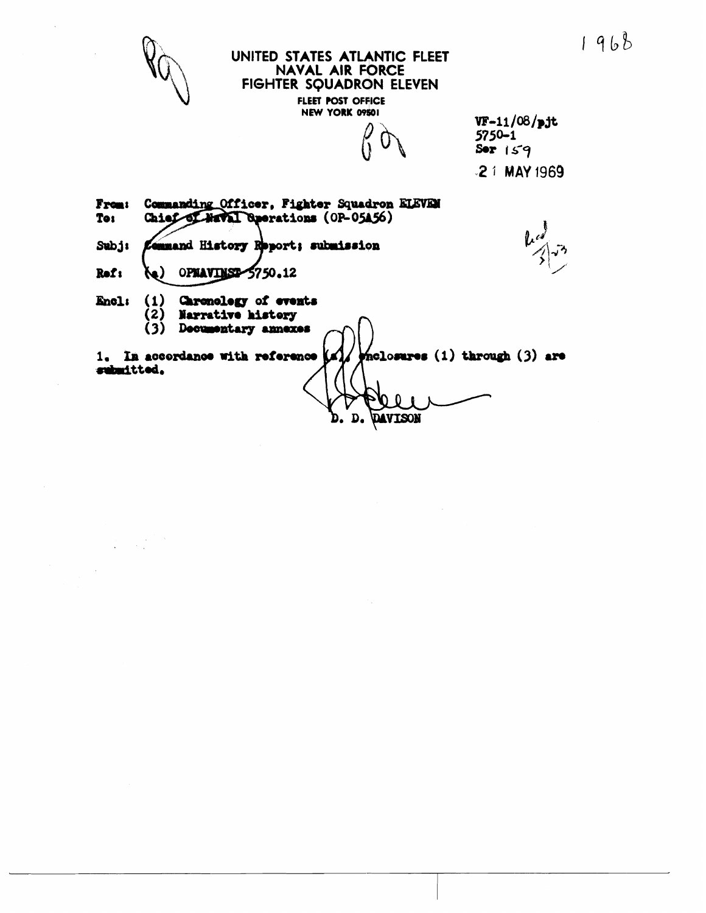1968

UNITED STATES ATLANTIC FLEET
NAVAL AIR FORCE
FIGHTER SQUADRON ELEVEN
FLEET POST OFFICE
NEW YORK 09501

VF-11/08/pjt
5750-1
Ser 159
21 MAY 1969

From: Commanding Officer, Fighter Squadron ELEVEN
To: Chief of Naval Operations (OP-05A56)

Subj: Command History Report; submission

Ref: (a) OPNAVINST 5750.12

Encl: (1) Chronology of events
(2) Narrative history
(3) Documentary annexes

1. In accordance with reference (a), enclosures (1) through (3) are submitted.

D. D. DAVISON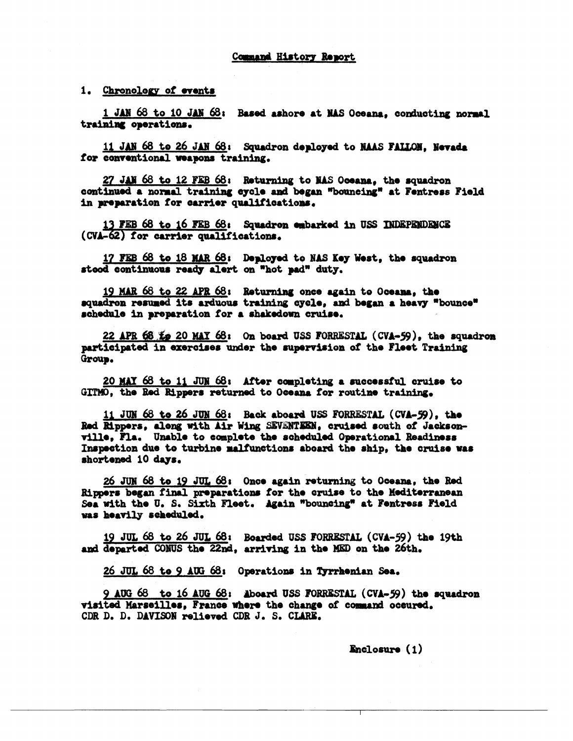## Command History Report

### 1. Chronology of events

1 JAN 68 to 10 JAN 68: Based ashore at NAS Oceana, conducting normal training operations.

11 JAN 68 to 26 JAN 68: Squadron deployed to NAAS FALLON, Nevada for conventional weapons training.

27 JAN 68 to 12 FEB 68: Returning to NAS Oceana, the squadron continued a normal training cycle and began "bouncing" at Fentress Field in preparation for carrier qualifications.

13 FEB 68 to 16 FEB 68: Squadron embarked in USS INDEPENDENCE (CVA-62) for carrier qualifications.

17 FEB 68 to 18 MAR 68: Deployed to NAS Key West, the squadron stood continuous ready alert on "hot pad" duty.

19 MAR 68 to 22 APR 68: Returning once again to Oceana, the squadron resumed its arduous training cycle, and began a heavy "bounce" schedule in preparation for a shakedown cruise.

22 APR 68 to 20 MAY 68: On board USS FORRESTAL (CVA-59), the squadron participated in exercises under the supervision of the Fleet Training Group.

20 MAY 68 to 11 JUN 68: After completing a successful cruise to GITMO, the Red Rippers returned to Oceana for routine training.

11 JUN 68 to 26 JUN 68: Back aboard USS FORRESTAL (CVA-59), the Red Rippers, along with Air Wing SEVENTEEN, cruised south of Jacksonville, Fla. Unable to complete the scheduled Operational Readiness Inspection due to turbine malfunctions aboard the ship, the cruise was shortened 10 days.

26 JUN 68 to 19 JUL 68: Once again returning to Oceana, the Red Rippers began final preparations for the cruise to the Mediterranean Sea with the U. S. Sixth Fleet. Again "bouncing" at Fentress Field was heavily scheduled.

19 JUL 68 to 26 JUL 68: Boarded USS FORRESTAL (CVA-59) the 19th and departed CONUS the 22nd, arriving in the MED on the 26th.

26 JUL 68 to 9 AUG 68: Operations in Tyrrhenian Sea.

9 AUG 68 to 16 AUG 68: Aboard USS FORRESTAL (CVA-59) the squadron visited Marseilles, France where the change of command occured. CDR D. D. DAVISON relieved CDR J. S. CLARK.

Enclosure (1)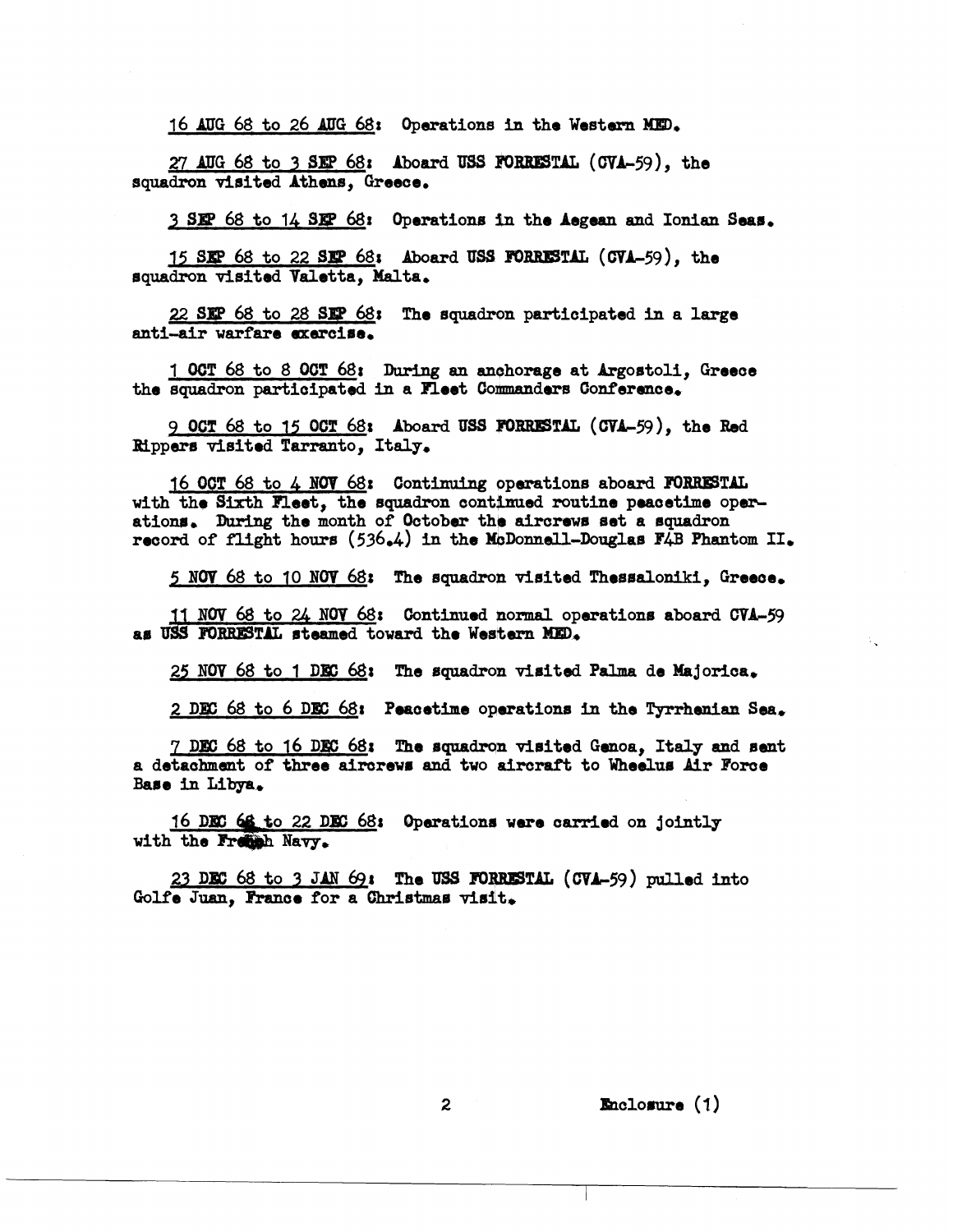16 AUG 68 to 26 AUG 68: Operations in the Western MED.

27 AUG 68 to 3 SEP 68: Aboard USS FORRESTAL (CVA-59), the squadron visited Athens, Greece.

3 SEP 68 to 14 SEP 68: Operations in the Aegean and Ionian Seas.

15 SEP 68 to 22 SEP 68: Aboard USS FORRESTAL (CVA-59), the squadron visited Valetta, Malta.

22 SEP 68 to 28 SEP 68: The squadron participated in a large anti-air warfare exercise.

1 OCT 68 to 8 OCT 68: During an anchorage at Argostoli, Greece the squadron participated in a Fleet Commanders Conference.

9 OCT 68 to 15 OCT 68: Aboard USS FORRESTAL (CVA-59), the Red Rippers visited Tarranto, Italy.

16 OCT 68 to 4 NOV 68: Continuing operations aboard FORRESTAL with the Sixth Fleet, the squadron continued routine peacetime operations. During the month of October the aircrews set a squadron record of flight hours (536.4) in the McDonnell-Douglas F4B Phantom II.

5 NOV 68 to 10 NOV 68: The squadron visited Thessaloniki, Greece.

11 NOV 68 to 24 NOV 68: Continued normal operations aboard CVA-59 as USS FORRESTAL steamed toward the Western MED.

25 NOV 68 to 1 DEC 68: The squadron visited Palma de Majorica.

2 DEC 68 to 6 DEC 68: Peacetime operations in the Tyrrhenian Sea.

7 DEC 68 to 16 DEC 68: The squadron visited Genoa, Italy and sent a detachment of three aircrews and two aircraft to Wheelus Air Force Base in Libya.

16 DEC 68 to 22 DEC 68: Operations were carried on jointly with the French Navy.

23 DEC 68 to 3 JAN 69: The USS FORRESTAL (CVA-59) pulled into Golfe Juan, France for a Christmas visit.

Enclosure (1)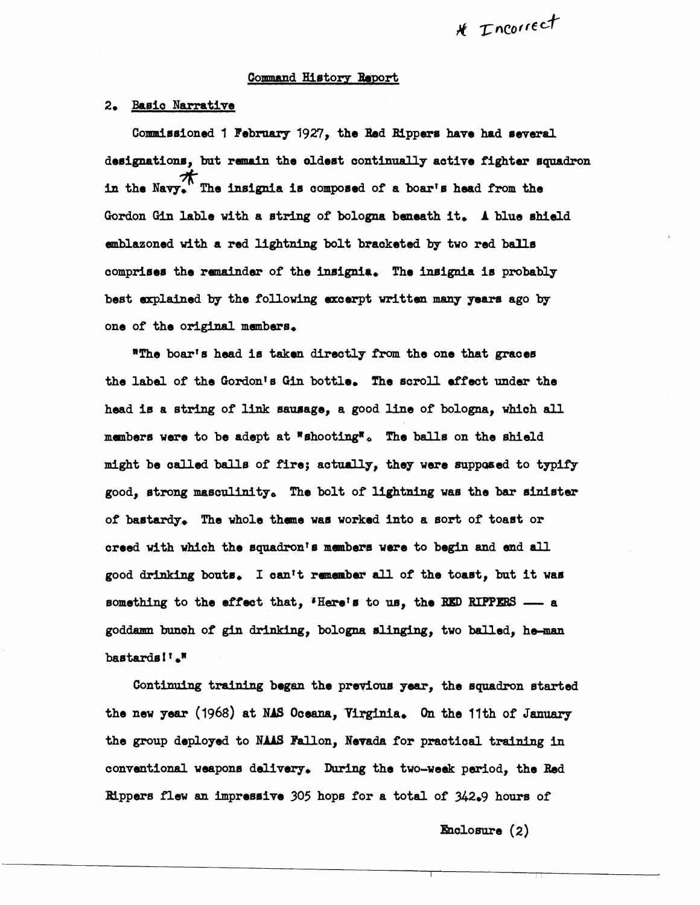\* Incorrect

## Command History Report

### 2. Basic Narrative

Commissioned 1 February 1927, the Red Rippers have had several designations, but remain the oldest continually active fighter squadron in the Navy.\* The insignia is composed of a boar's head from the Gordon Gin lable with a string of bologna beneath it. A blue shield emblazoned with a red lightning bolt bracketed by two red balls comprises the remainder of the insignia. The insignia is probably best explained by the following excerpt written many years ago by one of the original members.

"The boar's head is taken directly from the one that graces the label of the Gordon's Gin bottle. The scroll effect under the head is a string of link sausage, a good line of bologna, which all members were to be adept at "shooting". The balls on the shield might be called balls of fire; actually, they were supposed to typify good, strong masculinity. The bolt of lightning was the bar sinister of bastardy. The whole theme was worked into a sort of toast or creed with which the squadron's members were to begin and end all good drinking bouts. I can't remember all of the toast, but it was something to the effect that, 'Here's to us, the RED RIPPERS —— a goddamn bunch of gin drinking, bologna slinging, two balled, he-man bastards!'."

Continuing training began the previous year, the squadron started the new year (1968) at NAS Oceana, Virginia. On the 11th of January the group deployed to NAAS Fallon, Nevada for practical training in conventional weapons delivery. During the two-week period, the Red Rippers flew an impressive 305 hops for a total of 342.9 hours of

Enclosure (2)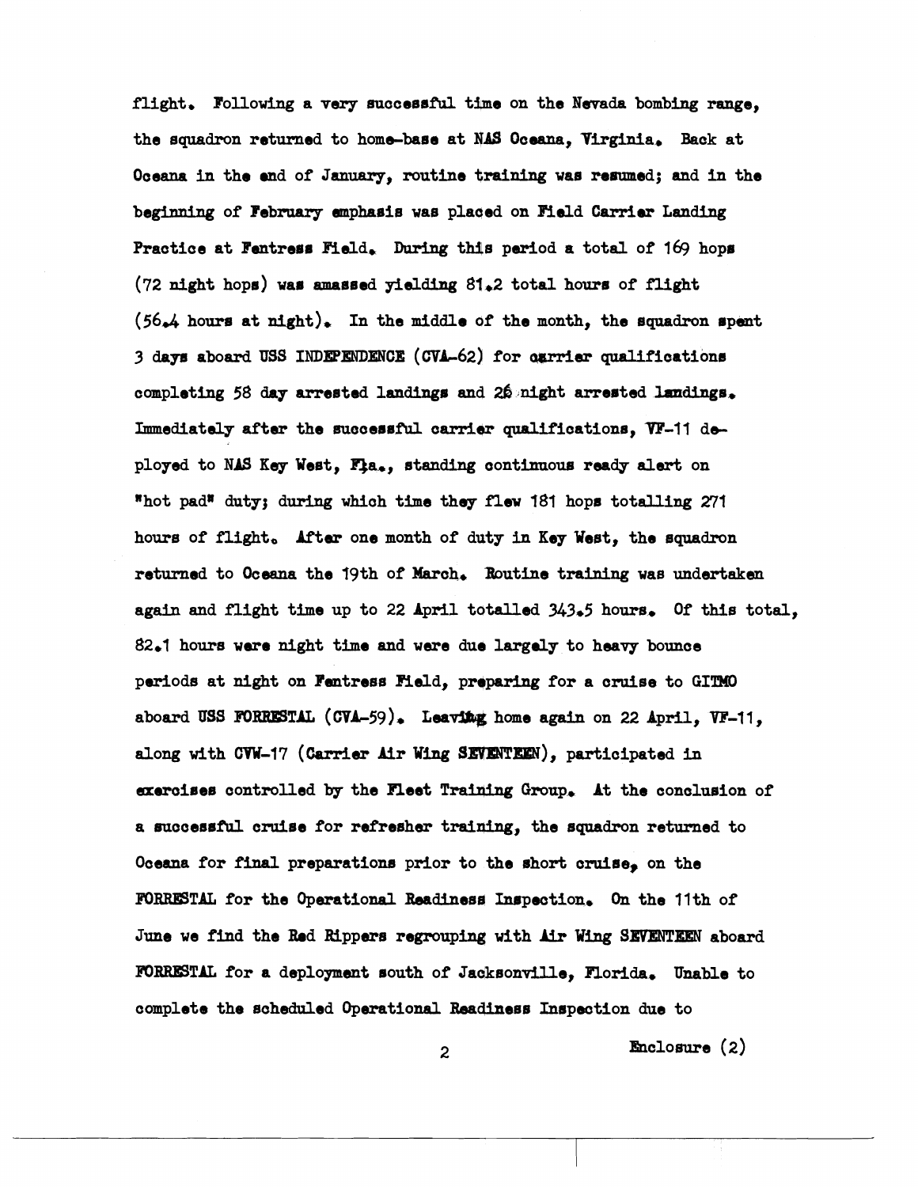flight. Following a very successful time on the Nevada bombing range, the squadron returned to home-base at NAS Oceana, Virginia. Back at Oceana in the end of January, routine training was resumed; and in the beginning of February emphasis was placed on Field Carrier Landing Practice at Fentress Field. During this period a total of 169 hops (72 night hops) was amassed yielding 81.2 total hours of flight (56.4 hours at night). In the middle of the month, the squadron spent 3 days aboard USS INDEPENDENCE (CVA-62) for carrier qualifications completing 58 day arrested landings and 26 night arrested landings. Immediately after the successful carrier qualifications, VF-11 deployed to NAS Key West, Fla., standing continuous ready alert on "hot pad" duty; during which time they flew 181 hops totalling 271 hours of flight. After one month of duty in Key West, the squadron returned to Oceana the 19th of March. Routine training was undertaken again and flight time up to 22 April totalled 343.5 hours. Of this total, 82.1 hours were night time and were due largely to heavy bounce periods at night on Fentress Field, preparing for a cruise to GITMO aboard USS FORRESTAL (CVA-59). Leaving home again on 22 April, VF-11, along with CVW-17 (Carrier Air Wing SEVENTEEN), participated in exercises controlled by the Fleet Training Group. At the conclusion of a successful cruise for refresher training, the squadron returned to Oceana for final preparations prior to the short cruise, on the FORRESTAL for the Operational Readiness Inspection. On the 11th of June we find the Red Rippers regrouping with Air Wing SEVENTEEN aboard FORRESTAL for a deployment south of Jacksonville, Florida. Unable to complete the scheduled Operational Readiness Inspection due to

Enclosure (2)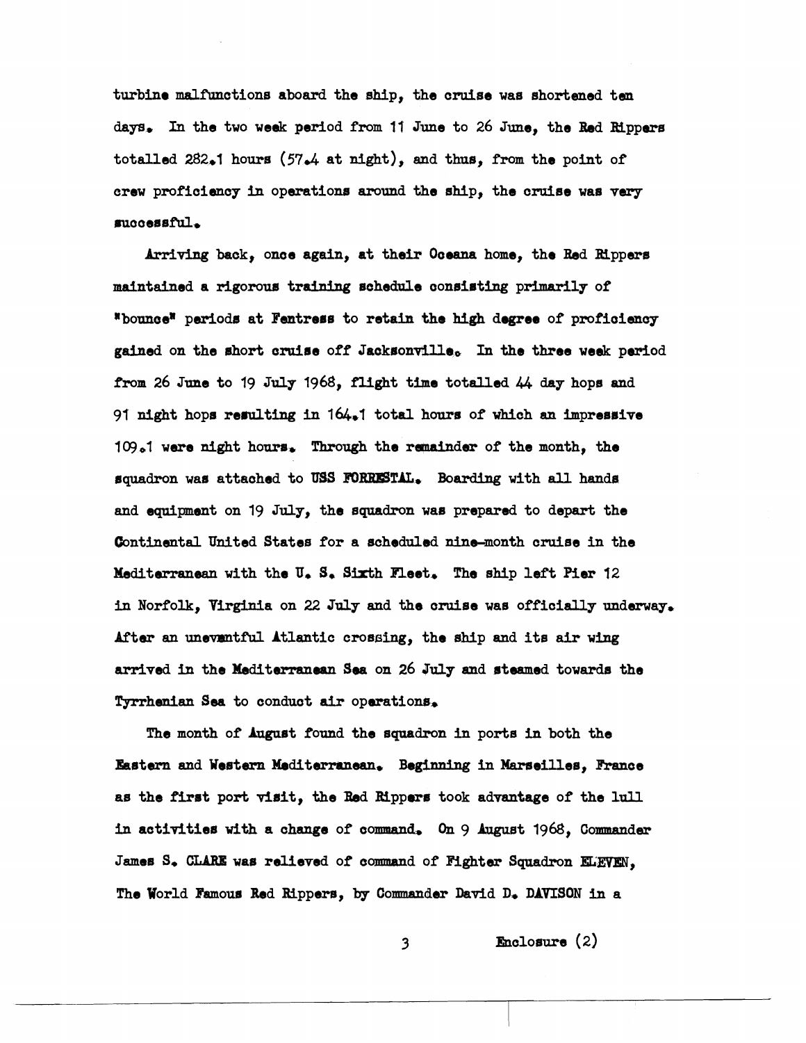turbine malfunctions aboard the ship, the cruise was shortened ten days. In the two week period from 11 June to 26 June, the Red Rippers totalled 282.1 hours (57.4 at night), and thus, from the point of crew proficiency in operations around the ship, the cruise was very successful.

Arriving back, once again, at their Oceana home, the Red Rippers maintained a rigorous training schedule consisting primarily of "bounce" periods at Fentress to retain the high degree of proficiency gained on the short cruise off Jacksonville. In the three week period from 26 June to 19 July 1968, flight time totalled 44 day hops and 91 night hops resulting in 164.1 total hours of which an impressive 109.1 were night hours. Through the remainder of the month, the squadron was attached to USS FORRESTAL. Boarding with all hands and equipment on 19 July, the squadron was prepared to depart the Continental United States for a scheduled nine-month cruise in the Mediterranean with the U. S. Sixth Fleet. The ship left Pier 12 in Norfolk, Virginia on 22 July and the cruise was officially underway. After an uneventful Atlantic crossing, the ship and its air wing arrived in the Mediterranean Sea on 26 July and steamed towards the Tyrrhenian Sea to conduct air operations.

The month of August found the squadron in ports in both the Eastern and Western Mediterranean. Beginning in Marseilles, France as the first port visit, the Red Rippers took advantage of the lull in activities with a change of command. On 9 August 1968, Commander James S. CLARE was relieved of command of Fighter Squadron ELEVEN, The World Famous Red Rippers, by Commander David D. DAVISON in a

Enclosure (2)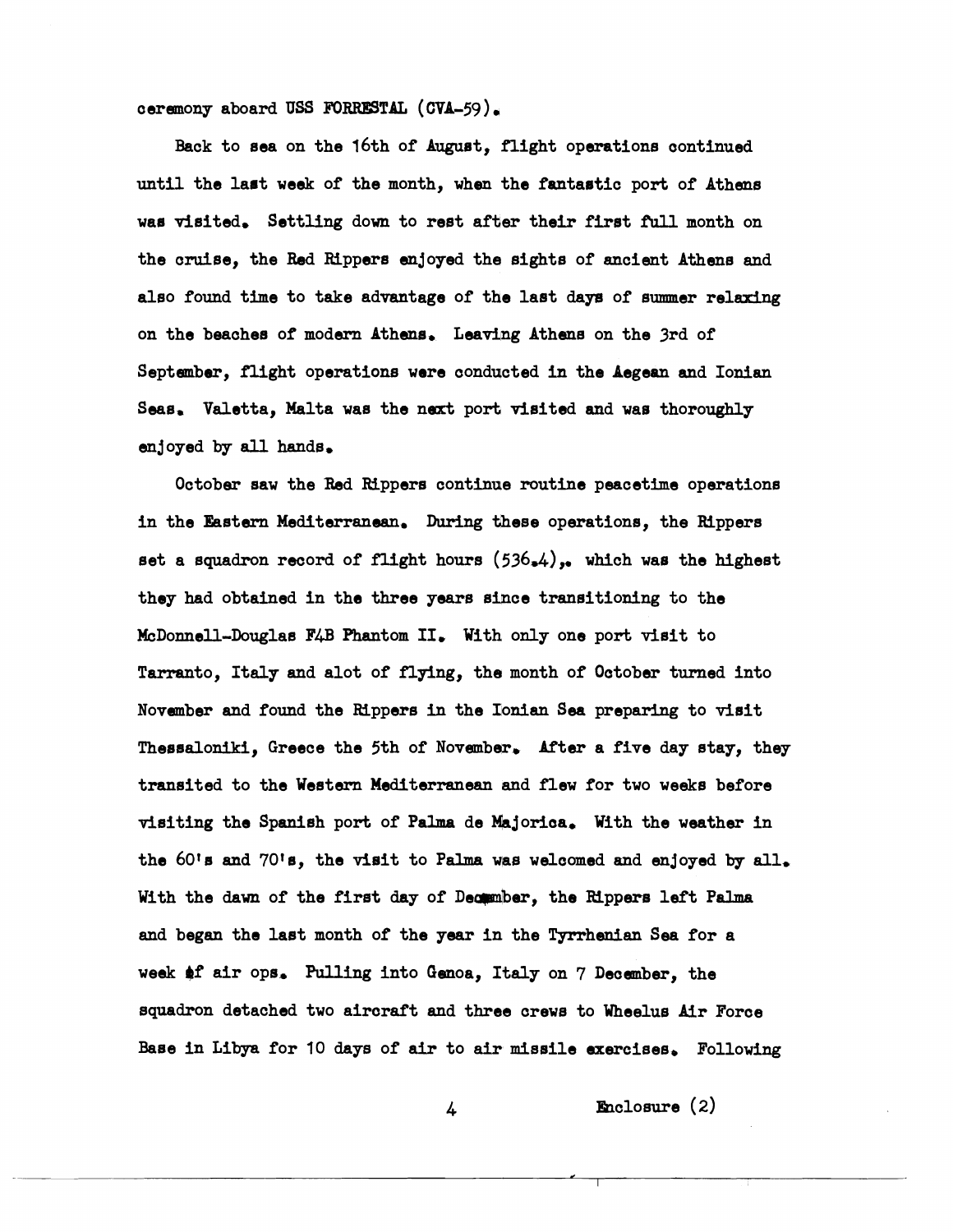ceremony aboard USS FORRESTAL (CVA-59).

Back to sea on the 16th of August, flight operations continued until the last week of the month, when the fantastic port of Athens was visited. Settling down to rest after their first full month on the cruise, the Red Rippers enjoyed the sights of ancient Athens and also found time to take advantage of the last days of summer relaxing on the beaches of modern Athens. Leaving Athens on the 3rd of September, flight operations were conducted in the Aegean and Ionian Seas. Valetta, Malta was the next port visited and was thoroughly enjoyed by all hands.

October saw the Red Rippers continue routine peacetime operations in the Eastern Mediterranean. During these operations, the Rippers set a squadron record of flight hours (536.4),. which was the highest they had obtained in the three years since transitioning to the McDonnell-Douglas F4B Phantom II. With only one port visit to Tarranto, Italy and alot of flying, the month of October turned into November and found the Rippers in the Ionian Sea preparing to visit Thessaloniki, Greece the 5th of November. After a five day stay, they transited to the Western Mediterranean and flew for two weeks before visiting the Spanish port of Palma de Majorica. With the weather in the 60's and 70's, the visit to Palma was welcomed and enjoyed by all. With the dawn of the first day of December, the Rippers left Palma and began the last month of the year in the Tyrrhenian Sea for a week of air ops. Pulling into Genoa, Italy on 7 December, the squadron detached two aircraft and three crews to Wheelus Air Force Base in Libya for 10 days of air to air missile exercises. Following

Enclosure (2)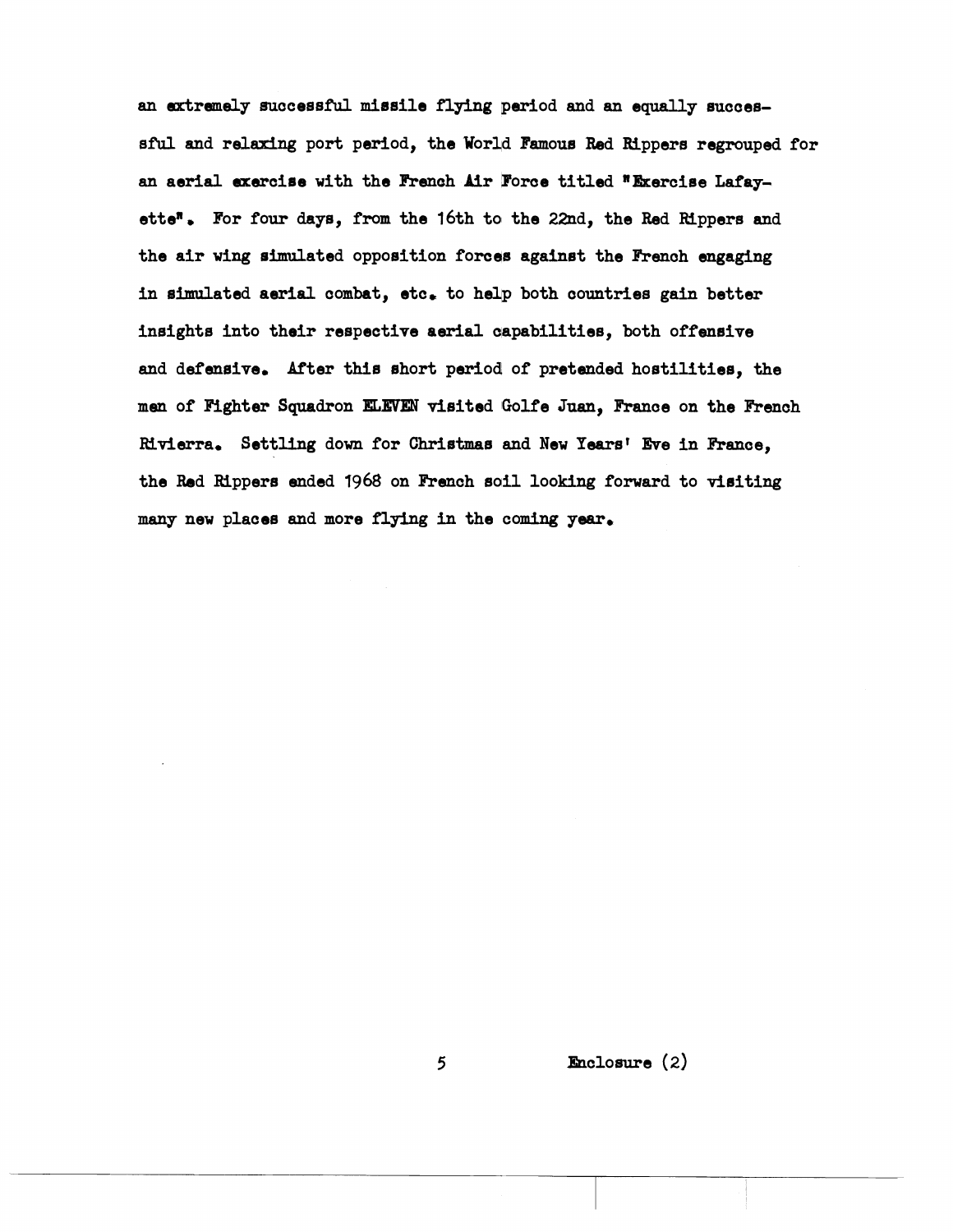an extremely successful missile flying period and an equally successful and relaxing port period, the World Famous Red Rippers regrouped for an aerial exercise with the French Air Force titled "Exercise Lafayette". For four days, from the 16th to the 22nd, the Red Rippers and the air wing simulated opposition forces against the French engaging in simulated aerial combat, etc. to help both countries gain better insights into their respective aerial capabilities, both offensive and defensive. After this short period of pretended hostilities, the men of Fighter Squadron ELEVEN visited Golfe Juan, France on the French Rivierra. Settling down for Christmas and New Years' Eve in France, the Red Rippers ended 1968 on French soil looking forward to visiting many new places and more flying in the coming year.

Enclosure (2)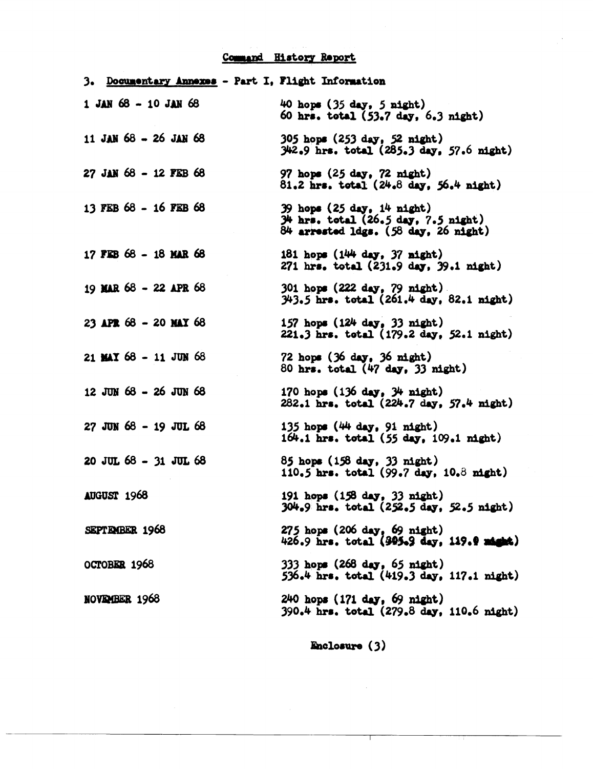## Command History Report

3. Documentary Annexes - Part I, Flight Information

| | |
|---|---|
| 1 JAN 68 - 10 JAN 68 | 40 hops (35 day, 5 night)<br>60 hrs. total (53.7 day, 6.3 night) |
| 11 JAN 68 - 26 JAN 68 | 305 hops (253 day, 52 night)<br>342.9 hrs. total (285.3 day, 57.6 night) |
| 27 JAN 68 - 12 FEB 68 | 97 hops (25 day, 72 night)<br>81.2 hrs. total (24.8 day, 56.4 night) |
| 13 FEB 68 - 16 FEB 68 | 39 hops (25 day, 14 night)<br>34 hrs. total (26.5 day, 7.5 night)<br>84 arrested ldgs. (58 day, 26 night) |
| 17 FEB 68 - 18 MAR 68 | 181 hops (144 day, 37 night)<br>271 hrs. total (231.9 day, 39.1 night) |
| 19 MAR 68 - 22 APR 68 | 301 hops (222 day, 79 night)<br>343.5 hrs. total (261.4 day, 82.1 night) |
| 23 APR 68 - 20 MAY 68 | 157 hops (124 day, 33 night)<br>221.3 hrs. total (179.2 day, 52.1 night) |
| 21 MAY 68 - 11 JUN 68 | 72 hops (36 day, 36 night)<br>80 hrs. total (47 day, 33 night) |
| 12 JUN 68 - 26 JUN 68 | 170 hops (136 day, 34 night)<br>282.1 hrs. total (224.7 day, 57.4 night) |
| 27 JUN 68 - 19 JUL 68 | 135 hops (44 day, 91 night)<br>164.1 hrs. total (55 day, 109.1 night) |
| 20 JUL 68 - 31 JUL 68 | 85 hops (158 day, 33 night)<br>110.5 hrs. total (99.7 day, 10.8 night) |
| AUGUST 1968 | 191 hops (158 day, 33 night)<br>304.9 hrs. total (252.5 day, 52.5 night) |
| SEPTEMBER 1968 | 275 hops (206 day, 69 night)<br>426.9 hrs. total (305.9 day, 119.9 night) |
| OCTOBER 1968 | 333 hops (268 day, 65 night)<br>536.4 hrs. total (419.3 day, 117.1 night) |
| NOVEMBER 1968 | 240 hops (171 day, 69 night)<br>390.4 hrs. total (279.8 day, 110.6 night) |

Enclosure (3)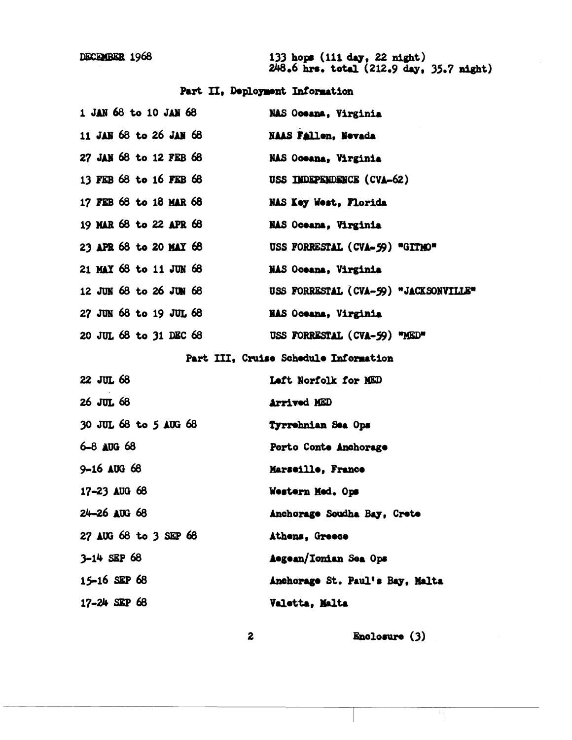DECEMBER 1968 — 133 hops (111 day, 22 night)
248.6 hrs. total (212.9 day, 35.7 night)

## Part II, Deployment Information

| | |
|---|---|
| 1 JAN 68 to 10 JAN 68 | NAS Oceana, Virginia |
| 11 JAN 68 to 26 JAN 68 | NAAS Fallon, Nevada |
| 27 JAN 68 to 12 FEB 68 | NAS Oceana, Virginia |
| 13 FEB 68 to 16 FEB 68 | USS INDEPENDENCE (CVA-62) |
| 17 FEB 68 to 18 MAR 68 | NAS Key West, Florida |
| 19 MAR 68 to 22 APR 68 | NAS Oceana, Virginia |
| 23 APR 68 to 20 MAY 68 | USS FORRESTAL (CVA-59) "GITMO" |
| 21 MAY 68 to 11 JUN 68 | NAS Oceana, Virginia |
| 12 JUN 68 to 26 JUN 68 | USS FORRESTAL (CVA-59) "JACKSONVILLE" |
| 27 JUN 68 to 19 JUL 68 | NAS Oceana, Virginia |
| 20 JUL 68 to 31 DEC 68 | USS FORRESTAL (CVA-59) "MED" |

## Part III, Cruise Schedule Information

| | |
|---|---|
| 22 JUL 68 | Left Norfolk for MED |
| 26 JUL 68 | Arrived MED |
| 30 JUL 68 to 5 AUG 68 | Tyrrehnian Sea Ops |
| 6-8 AUG 68 | Porto Conte Anchorage |
| 9-16 AUG 68 | Marseille, France |
| 17-23 AUG 68 | Western Med. Ops |
| 24-26 AUG 68 | Anchorage Soudha Bay, Crete |
| 27 AUG 68 to 3 SEP 68 | Athens, Greece |
| 3-14 SEP 68 | Aegean/Ionian Sea Ops |
| 15-16 SEP 68 | Anchorage St. Paul's Bay, Malta |
| 17-24 SEP 68 | Valetta, Malta |

Enclosure (3)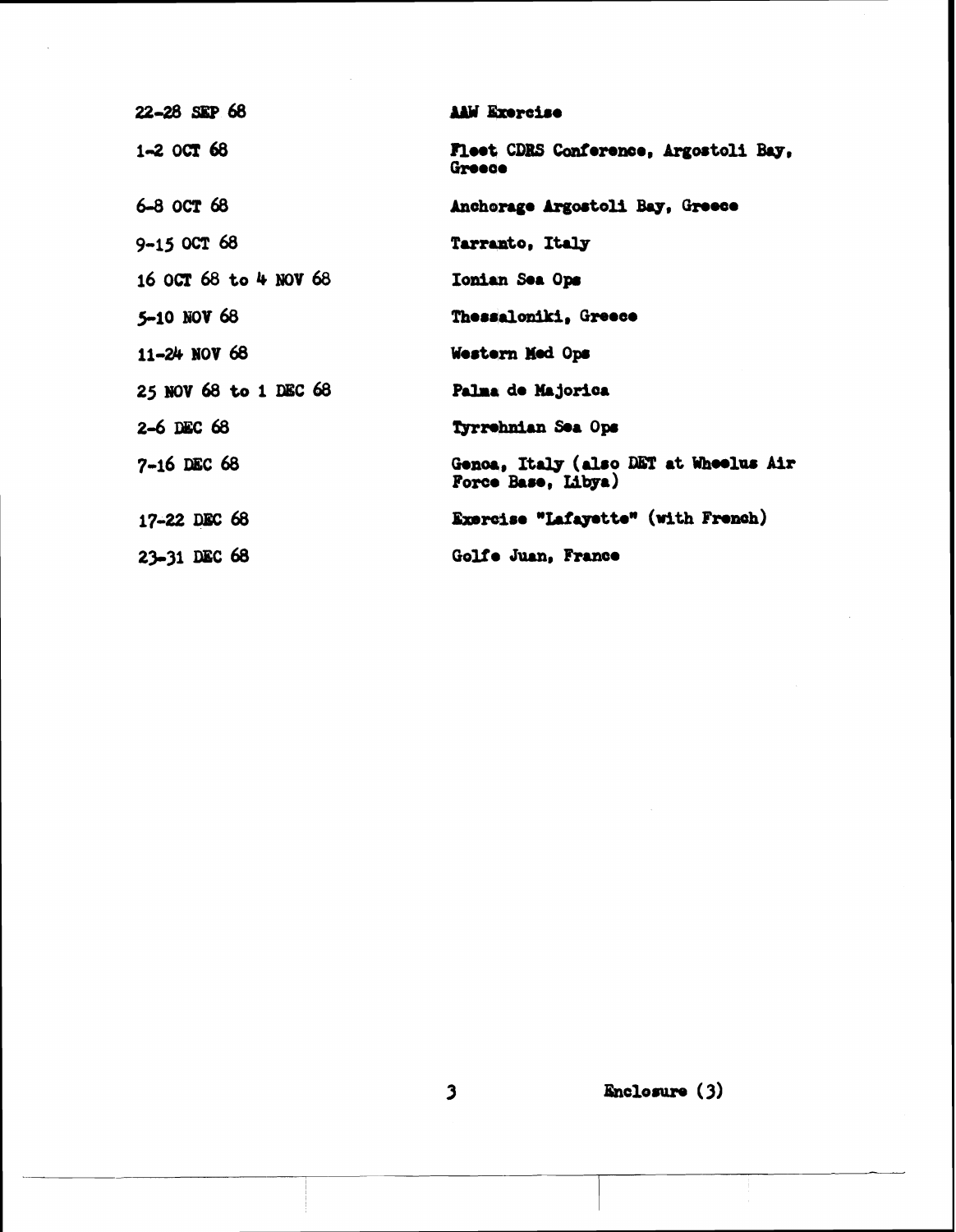| | |
|---|---|
| 22-28 SEP 68 | AAW Exercise |
| 1-2 OCT 68 | Fleet CDRS Conference, Argostoli Bay, Greece |
| 6-8 OCT 68 | Anchorage Argostoli Bay, Greece |
| 9-15 OCT 68 | Tarranto, Italy |
| 16 OCT 68 to 4 NOV 68 | Ionian Sea Ops |
| 5-10 NOV 68 | Thessaloniki, Greece |
| 11-24 NOV 68 | Western Med Ops |
| 25 NOV 68 to 1 DEC 68 | Palma de Majorica |
| 2-6 DEC 68 | Tyrrehnian Sea Ops |
| 7-16 DEC 68 | Genoa, Italy (also DET at Wheelus Air Force Base, Libya) |
| 17-22 DEC 68 | Exercise "Lafayette" (with French) |
| 23-31 DEC 68 | Golfe Juan, France |

Enclosure (3)